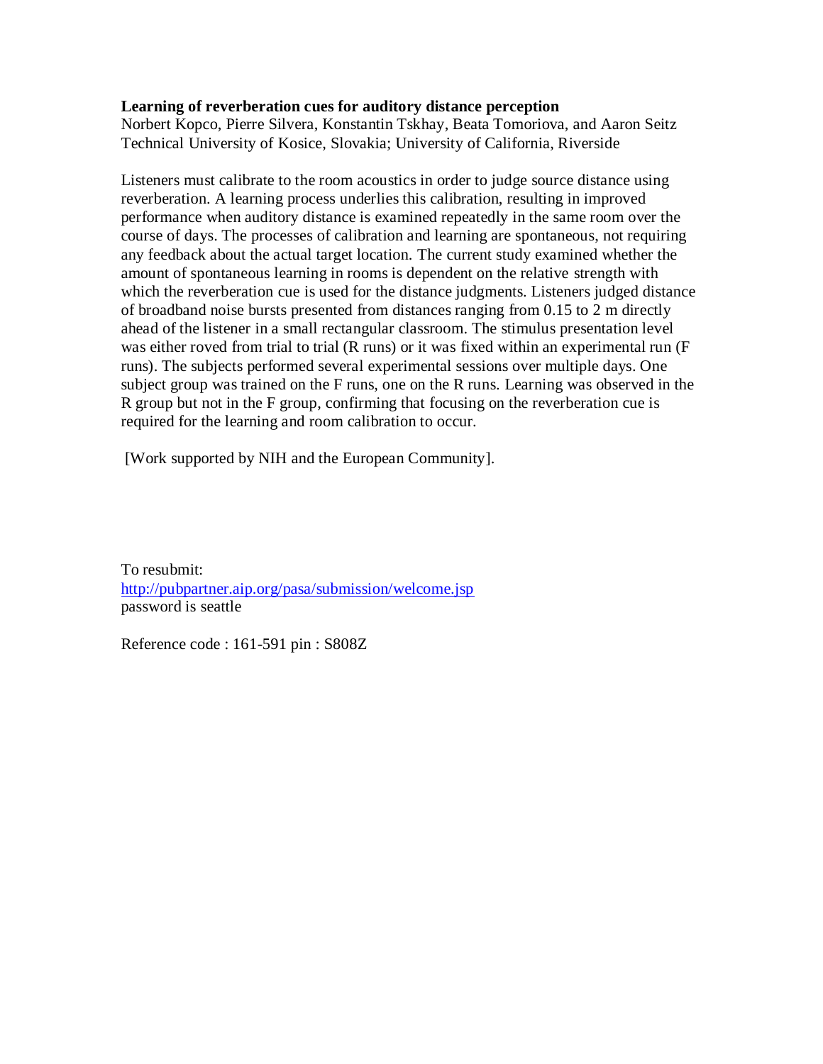**Learning of reverberation cues for auditory distance perception**

Norbert Kopco, Pierre Silvera, Konstantin Tskhay, Beata Tomoriova, and Aaron Seitz
Technical University of Kosice, Slovakia; University of California, Riverside

Listeners must calibrate to the room acoustics in order to judge source distance using reverberation. A learning process underlies this calibration, resulting in improved performance when auditory distance is examined repeatedly in the same room over the course of days. The processes of calibration and learning are spontaneous, not requiring any feedback about the actual target location. The current study examined whether the amount of spontaneous learning in rooms is dependent on the relative strength with which the reverberation cue is used for the distance judgments. Listeners judged distance of broadband noise bursts presented from distances ranging from 0.15 to 2 m directly ahead of the listener in a small rectangular classroom. The stimulus presentation level was either roved from trial to trial (R runs) or it was fixed within an experimental run (F runs). The subjects performed several experimental sessions over multiple days. One subject group was trained on the F runs, one on the R runs. Learning was observed in the R group but not in the F group, confirming that focusing on the reverberation cue is required for the learning and room calibration to occur.

[Work supported by NIH and the European Community].

To resubmit:
http://pubpartner.aip.org/pasa/submission/welcome.jsp
password is seattle

Reference code : 161-591 pin : S808Z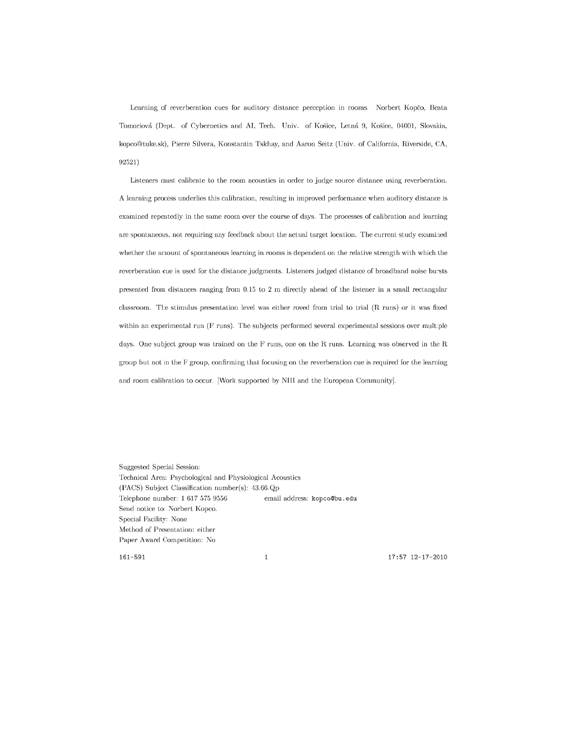Learning of reverberation cues for auditory distance perception in rooms. Norbert Kopčo, Beata Tomoriová (Dept. of Cybernetics and AI, Tech. Univ. of Košice, Letná 9, Košice, 04001, Slovakia, kopco@tuke.sk), Pierre Silvera, Konstantin Tskhay, and Aaron Seitz (Univ. of California, Riverside, CA, 92521)

Listeners must calibrate to the room acoustics in order to judge source distance using reverberation. A learning process underlies this calibration, resulting in improved performance when auditory distance is examined repeatedly in the same room over the course of days. The processes of calibration and learning are spontaneous, not requiring any feedback about the actual target location. The current study examined whether the amount of spontaneous learning in rooms is dependent on the relative strength with which the reverberation cue is used for the distance judgments. Listeners judged distance of broadband noise bursts presented from distances ranging from 0.15 to 2 m directly ahead of the listener in a small rectangular classroom. The stimulus presentation level was either roved from trial to trial (R runs) or it was fixed within an experimental run (F runs). The subjects performed several experimental sessions over multiple days. One subject group was trained on the F runs, one on the R runs. Learning was observed in the R group but not in the F group, confirming that focusing on the reverberation cue is required for the learning and room calibration to occur. [Work supported by NIH and the European Community].

Suggested Special Session:
Technical Area: Psychological and Physiological Acoustics
(PACS) Subject Classification number(s): 43.66.Qp
Telephone number: 1 617 575 9556 email address: kopco@bu.edu
Send notice to: Norbert Kopco.
Special Facility: None
Method of Presentation: either
Paper Award Competition: No

161-591 17:57 12-17-2010